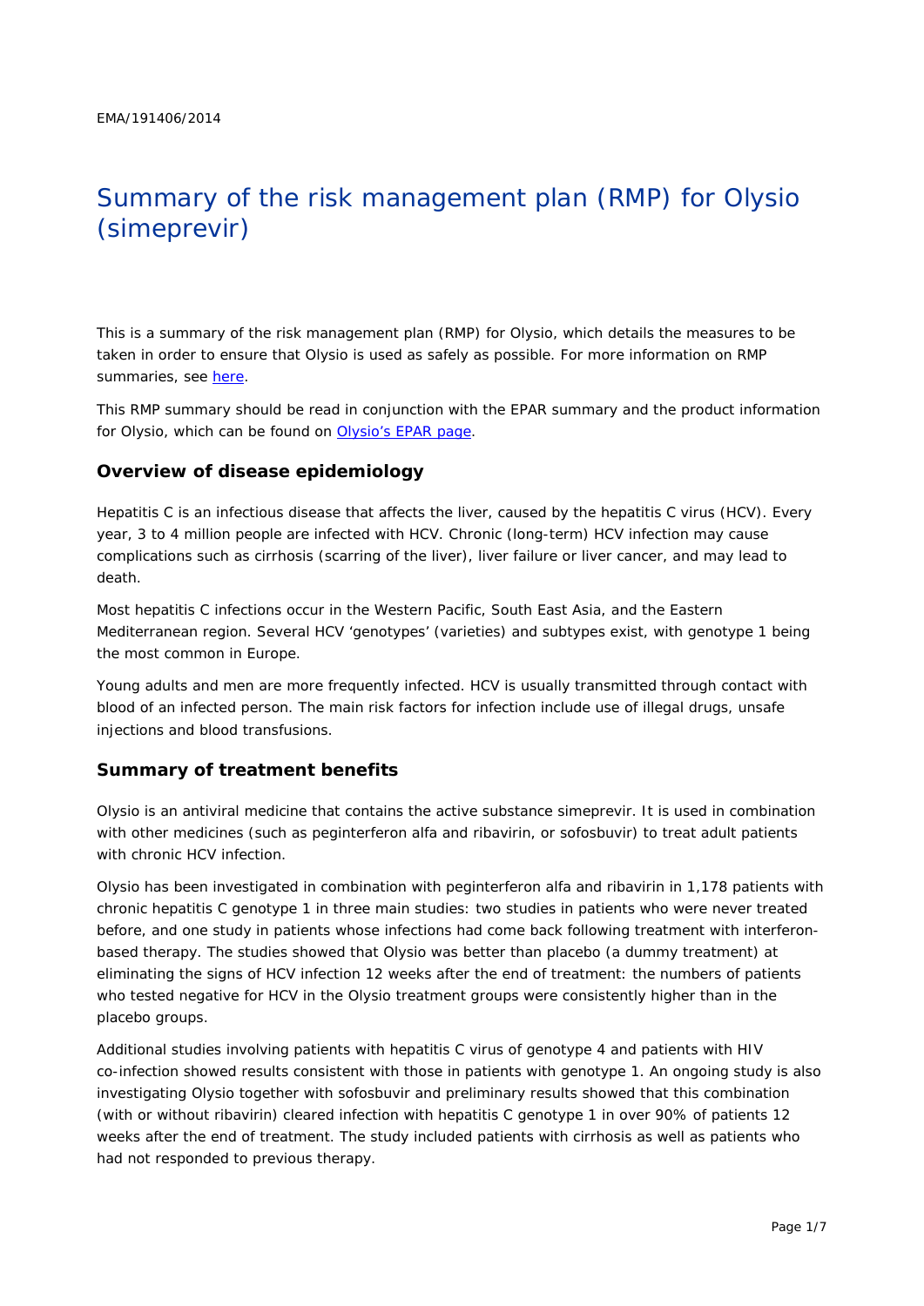EMA/191406/2014

# Summary of the risk management plan (RMP) for Olysio (simeprevir)

This is a summary of the risk management plan (RMP) for Olysio, which details the measures to be taken in order to ensure that Olysio is used as safely as possible. For more information on RMP summaries, see here.

This RMP summary should be read in conjunction with the EPAR summary and the product information for Olysio, which can be found on Olysio's EPAR page.

## Overview of disease epidemiology

Hepatitis C is an infectious disease that affects the liver, caused by the hepatitis C virus (HCV). Every year, 3 to 4 million people are infected with HCV. Chronic (long-term) HCV infection may cause complications such as cirrhosis (scarring of the liver), liver failure or liver cancer, and may lead to death.

Most hepatitis C infections occur in the Western Pacific, South East Asia, and the Eastern Mediterranean region. Several HCV 'genotypes' (varieties) and subtypes exist, with genotype 1 being the most common in Europe.

Young adults and men are more frequently infected. HCV is usually transmitted through contact with blood of an infected person. The main risk factors for infection include use of illegal drugs, unsafe injections and blood transfusions.

## Summary of treatment benefits

Olysio is an antiviral medicine that contains the active substance simeprevir. It is used in combination with other medicines (such as peginterferon alfa and ribavirin, or sofosbuvir) to treat adult patients with chronic HCV infection.

Olysio has been investigated in combination with peginterferon alfa and ribavirin in 1,178 patients with chronic hepatitis C genotype 1 in three main studies: two studies in patients who were never treated before, and one study in patients whose infections had come back following treatment with interferon-based therapy. The studies showed that Olysio was better than placebo (a dummy treatment) at eliminating the signs of HCV infection 12 weeks after the end of treatment: the numbers of patients who tested negative for HCV in the Olysio treatment groups were consistently higher than in the placebo groups.

Additional studies involving patients with hepatitis C virus of genotype 4 and patients with HIV co-infection showed results consistent with those in patients with genotype 1. An ongoing study is also investigating Olysio together with sofosbuvir and preliminary results showed that this combination (with or without ribavirin) cleared infection with hepatitis C genotype 1 in over 90% of patients 12 weeks after the end of treatment. The study included patients with cirrhosis as well as patients who had not responded to previous therapy.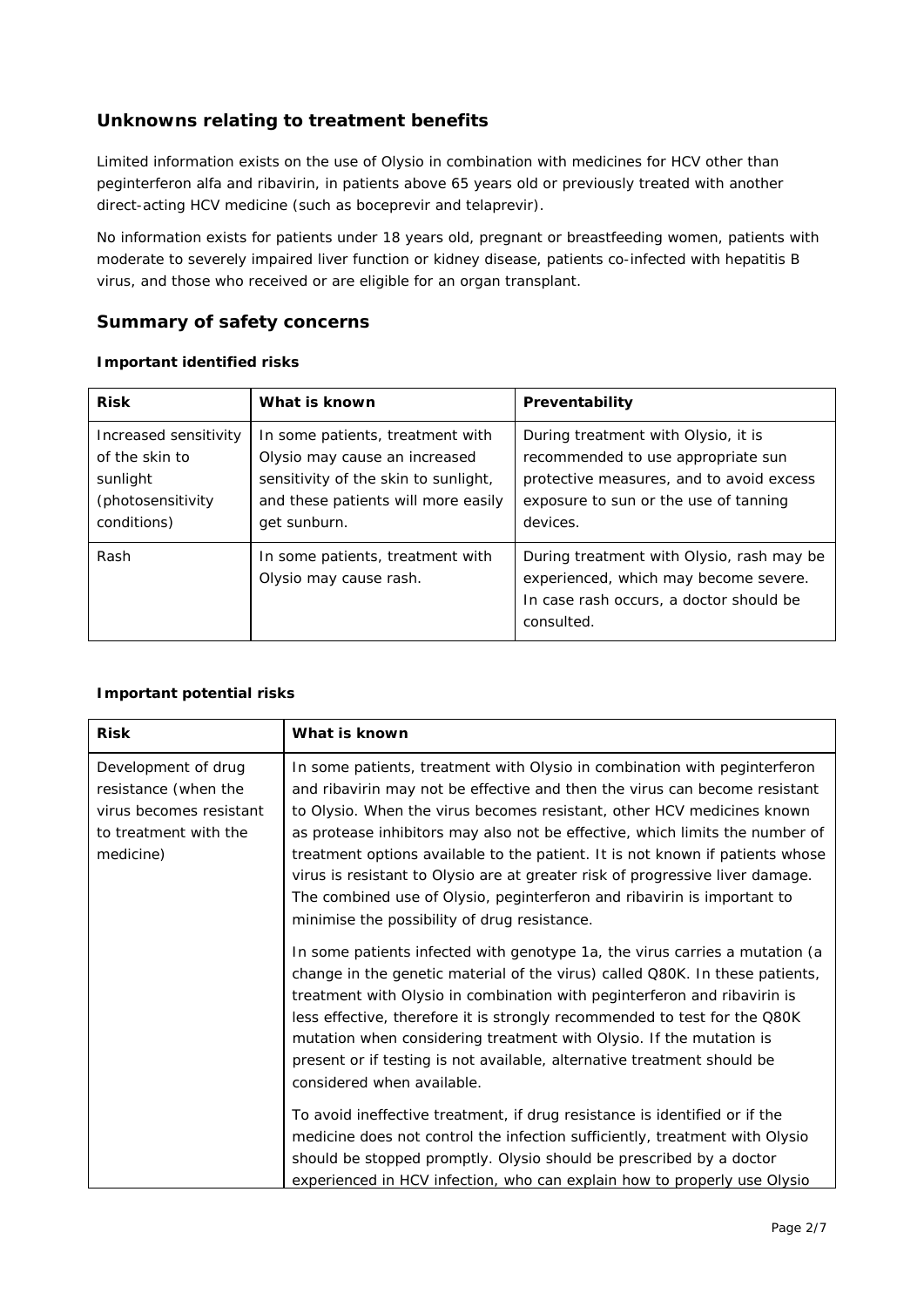## Unknowns relating to treatment benefits

Limited information exists on the use of Olysio in combination with medicines for HCV other than peginterferon alfa and ribavirin, in patients above 65 years old or previously treated with another direct-acting HCV medicine (such as boceprevir and telaprevir).

No information exists for patients under 18 years old, pregnant or breastfeeding women, patients with moderate to severely impaired liver function or kidney disease, patients co-infected with hepatitis B virus, and those who received or are eligible for an organ transplant.

## Summary of safety concerns

### Important identified risks

| Risk | What is known | Preventability |
|---|---|---|
| Increased sensitivity of the skin to sunlight (photosensitivity conditions) | In some patients, treatment with Olysio may cause an increased sensitivity of the skin to sunlight, and these patients will more easily get sunburn. | During treatment with Olysio, it is recommended to use appropriate sun protective measures, and to avoid excess exposure to sun or the use of tanning devices. |
| Rash | In some patients, treatment with Olysio may cause rash. | During treatment with Olysio, rash may be experienced, which may become severe. In case rash occurs, a doctor should be consulted. |

### Important potential risks

| Risk | What is known |
|---|---|
| Development of drug resistance (when the virus becomes resistant to treatment with the medicine) | In some patients, treatment with Olysio in combination with peginterferon and ribavirin may not be effective and then the virus can become resistant to Olysio. When the virus becomes resistant, other HCV medicines known as protease inhibitors may also not be effective, which limits the number of treatment options available to the patient. It is not known if patients whose virus is resistant to Olysio are at greater risk of progressive liver damage. The combined use of Olysio, peginterferon and ribavirin is important to minimise the possibility of drug resistance.<br><br>In some patients infected with genotype 1a, the virus carries a mutation (a change in the genetic material of the virus) called Q80K. In these patients, treatment with Olysio in combination with peginterferon and ribavirin is less effective, therefore it is strongly recommended to test for the Q80K mutation when considering treatment with Olysio. If the mutation is present or if testing is not available, alternative treatment should be considered when available.<br><br>To avoid ineffective treatment, if drug resistance is identified or if the medicine does not control the infection sufficiently, treatment with Olysio should be stopped promptly. Olysio should be prescribed by a doctor experienced in HCV infection, who can explain how to properly use Olysio |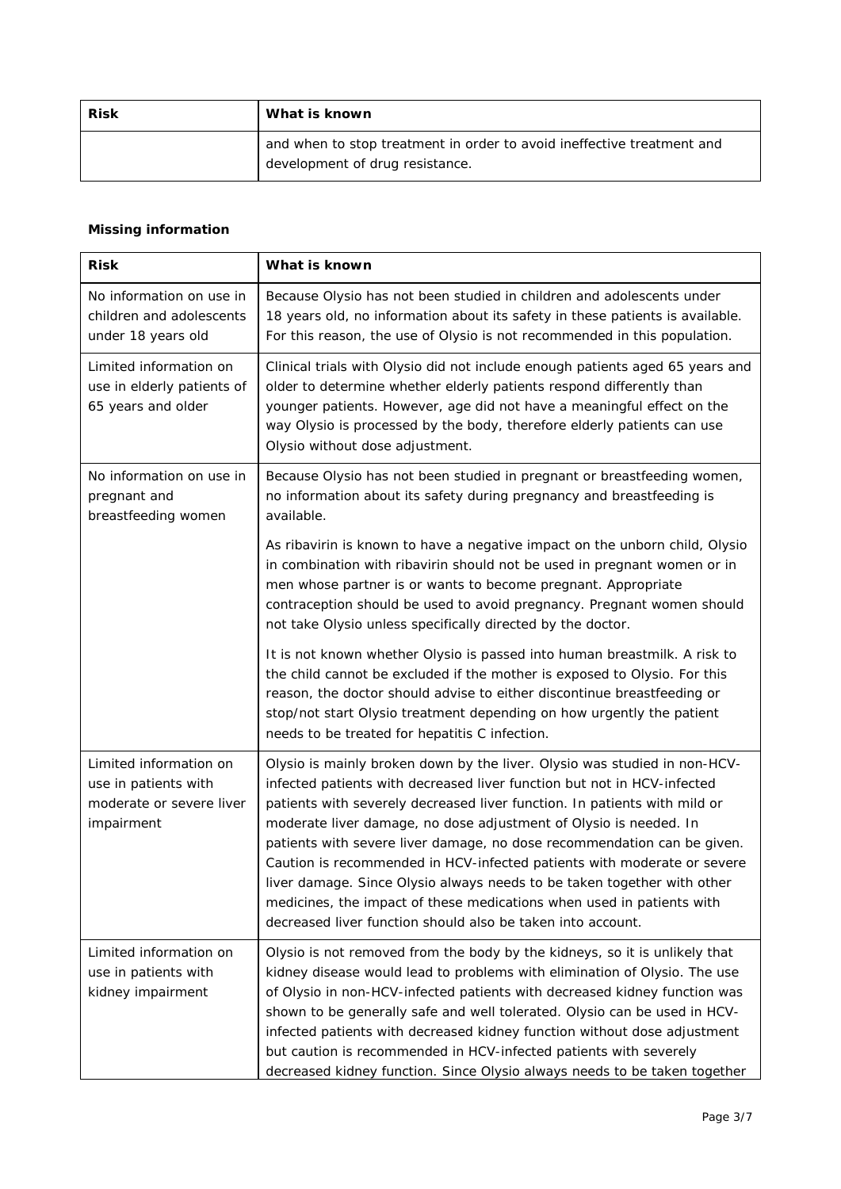| Risk | What is known |
|---|---|
| | and when to stop treatment in order to avoid ineffective treatment and development of drug resistance. |

**Missing information**

| Risk | What is known |
|---|---|
| No information on use in children and adolescents under 18 years old | Because Olysio has not been studied in children and adolescents under 18 years old, no information about its safety in these patients is available. For this reason, the use of Olysio is not recommended in this population. |
| Limited information on use in elderly patients of 65 years and older | Clinical trials with Olysio did not include enough patients aged 65 years and older to determine whether elderly patients respond differently than younger patients. However, age did not have a meaningful effect on the way Olysio is processed by the body, therefore elderly patients can use Olysio without dose adjustment. |
| No information on use in pregnant and breastfeeding women | Because Olysio has not been studied in pregnant or breastfeeding women, no information about its safety during pregnancy and breastfeeding is available.<br><br>As ribavirin is known to have a negative impact on the unborn child, Olysio in combination with ribavirin should not be used in pregnant women or in men whose partner is or wants to become pregnant. Appropriate contraception should be used to avoid pregnancy. Pregnant women should not take Olysio unless specifically directed by the doctor.<br><br>It is not known whether Olysio is passed into human breastmilk. A risk to the child cannot be excluded if the mother is exposed to Olysio. For this reason, the doctor should advise to either discontinue breastfeeding or stop/not start Olysio treatment depending on how urgently the patient needs to be treated for hepatitis C infection. |
| Limited information on use in patients with moderate or severe liver impairment | Olysio is mainly broken down by the liver. Olysio was studied in non-HCV-infected patients with decreased liver function but not in HCV-infected patients with severely decreased liver function. In patients with mild or moderate liver damage, no dose adjustment of Olysio is needed. In patients with severe liver damage, no dose recommendation can be given. Caution is recommended in HCV-infected patients with moderate or severe liver damage. Since Olysio always needs to be taken together with other medicines, the impact of these medications when used in patients with decreased liver function should also be taken into account. |
| Limited information on use in patients with kidney impairment | Olysio is not removed from the body by the kidneys, so it is unlikely that kidney disease would lead to problems with elimination of Olysio. The use of Olysio in non-HCV-infected patients with decreased kidney function was shown to be generally safe and well tolerated. Olysio can be used in HCV-infected patients with decreased kidney function without dose adjustment but caution is recommended in HCV-infected patients with severely decreased kidney function. Since Olysio always needs to be taken together |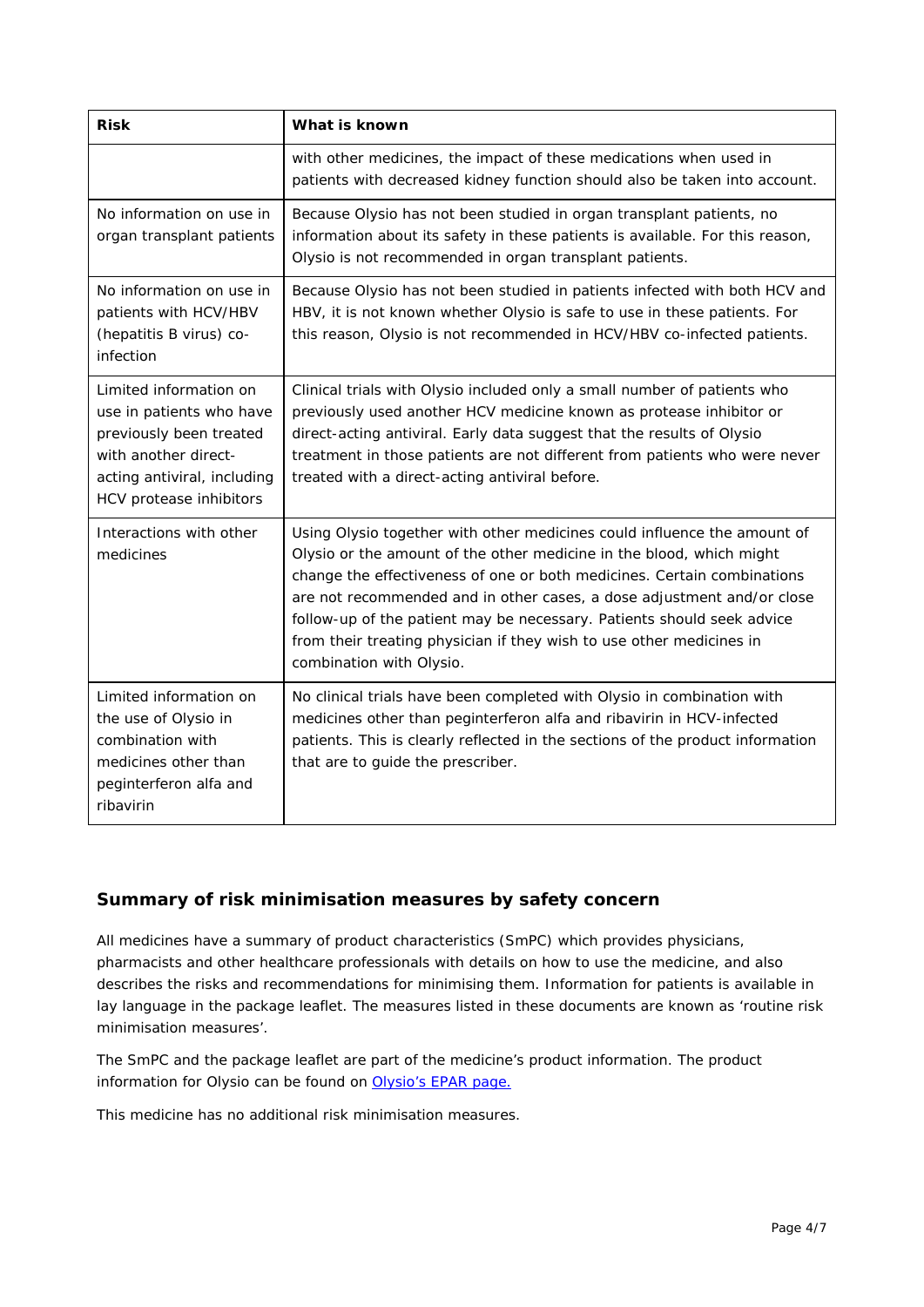| Risk | What is known |
| --- | --- |
| | with other medicines, the impact of these medications when used in patients with decreased kidney function should also be taken into account. |
| No information on use in organ transplant patients | Because Olysio has not been studied in organ transplant patients, no information about its safety in these patients is available. For this reason, Olysio is not recommended in organ transplant patients. |
| No information on use in patients with HCV/HBV (hepatitis B virus) co-infection | Because Olysio has not been studied in patients infected with both HCV and HBV, it is not known whether Olysio is safe to use in these patients. For this reason, Olysio is not recommended in HCV/HBV co-infected patients. |
| Limited information on use in patients who have previously been treated with another direct-acting antiviral, including HCV protease inhibitors | Clinical trials with Olysio included only a small number of patients who previously used another HCV medicine known as protease inhibitor or direct-acting antiviral. Early data suggest that the results of Olysio treatment in those patients are not different from patients who were never treated with a direct-acting antiviral before. |
| Interactions with other medicines | Using Olysio together with other medicines could influence the amount of Olysio or the amount of the other medicine in the blood, which might change the effectiveness of one or both medicines. Certain combinations are not recommended and in other cases, a dose adjustment and/or close follow-up of the patient may be necessary. Patients should seek advice from their treating physician if they wish to use other medicines in combination with Olysio. |
| Limited information on the use of Olysio in combination with medicines other than peginterferon alfa and ribavirin | No clinical trials have been completed with Olysio in combination with medicines other than peginterferon alfa and ribavirin in HCV-infected patients. This is clearly reflected in the sections of the product information that are to guide the prescriber. |

## Summary of risk minimisation measures by safety concern

All medicines have a summary of product characteristics (SmPC) which provides physicians, pharmacists and other healthcare professionals with details on how to use the medicine, and also describes the risks and recommendations for minimising them. Information for patients is available in lay language in the package leaflet. The measures listed in these documents are known as 'routine risk minimisation measures'.

The SmPC and the package leaflet are part of the medicine's product information. The product information for Olysio can be found on Olysio's EPAR page.

This medicine has no additional risk minimisation measures.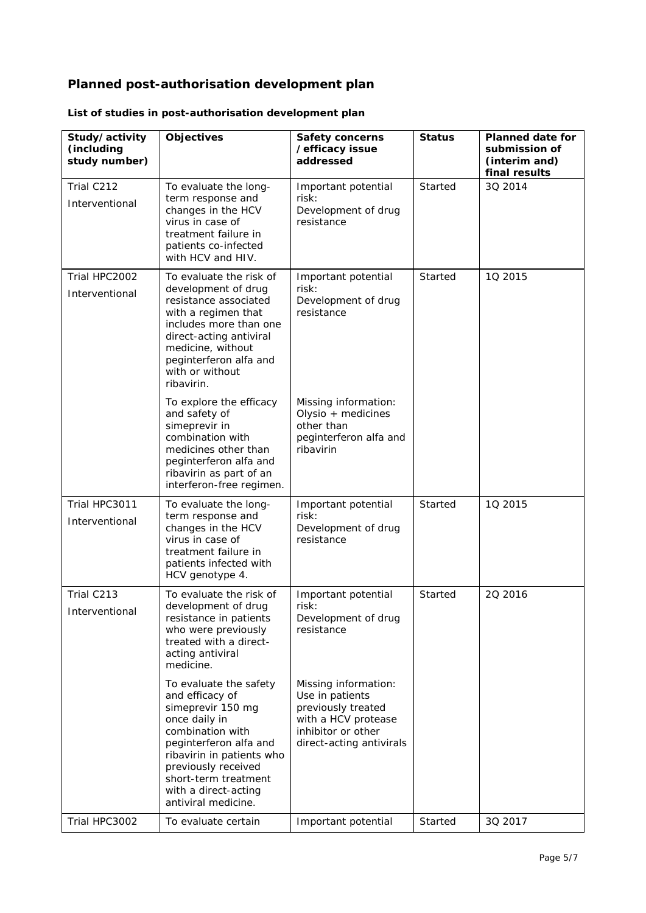## Planned post-authorisation development plan

### List of studies in post-authorisation development plan

| Study/activity (including study number) | Objectives | Safety concerns /efficacy issue addressed | Status | Planned date for submission of (interim and) final results |
|---|---|---|---|---|
| Trial C212<br>Interventional | To evaluate the long-term response and changes in the HCV virus in case of treatment failure in patients co-infected with HCV and HIV. | Important potential risk:<br>Development of drug resistance | Started | 3Q 2014 |
| Trial HPC2002<br>Interventional | To evaluate the risk of development of drug resistance associated with a regimen that includes more than one direct-acting antiviral medicine, without peginterferon alfa and with or without ribavirin. | Important potential risk:<br>Development of drug resistance | Started | 1Q 2015 |
| | To explore the efficacy and safety of simeprevir in combination with medicines other than peginterferon alfa and ribavirin as part of an interferon-free regimen. | Missing information:<br>Olysio + medicines other than peginterferon alfa and ribavirin | | |
| Trial HPC3011<br>Interventional | To evaluate the long-term response and changes in the HCV virus in case of treatment failure in patients infected with HCV genotype 4. | Important potential risk:<br>Development of drug resistance | Started | 1Q 2015 |
| Trial C213<br>Interventional | To evaluate the risk of development of drug resistance in patients who were previously treated with a direct-acting antiviral medicine. | Important potential risk:<br>Development of drug resistance | Started | 2Q 2016 |
| | To evaluate the safety and efficacy of simeprevir 150 mg once daily in combination with peginterferon alfa and ribavirin in patients who previously received short-term treatment with a direct-acting antiviral medicine. | Missing information:<br>Use in patients previously treated with a HCV protease inhibitor or other direct-acting antivirals | | |
| Trial HPC3002 | To evaluate certain | Important potential | Started | 3Q 2017 |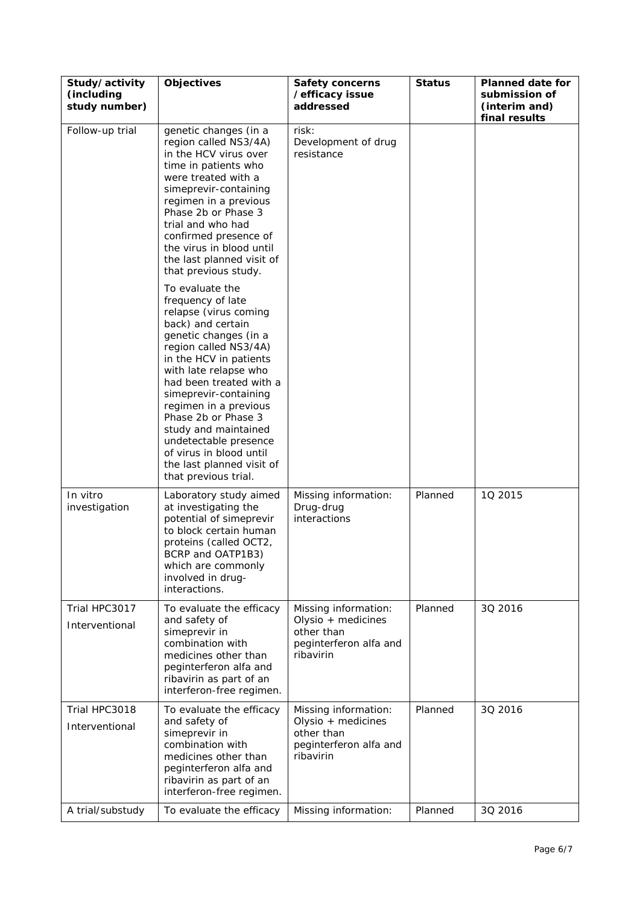| Study/activity (including study number) | Objectives | Safety concerns /efficacy issue addressed | Status | Planned date for submission of (interim and) final results |
|---|---|---|---|---|
| Follow-up trial | genetic changes (in a region called NS3/4A) in the HCV virus over time in patients who were treated with a simeprevir-containing regimen in a previous Phase 2b or Phase 3 trial and who had confirmed presence of the virus in blood until the last planned visit of that previous study. To evaluate the frequency of late relapse (virus coming back) and certain genetic changes (in a region called NS3/4A) in the HCV in patients with late relapse who had been treated with a simeprevir-containing regimen in a previous Phase 2b or Phase 3 study and maintained undetectable presence of virus in blood until the last planned visit of that previous trial. | risk: Development of drug resistance | | |
| In vitro investigation | Laboratory study aimed at investigating the potential of simeprevir to block certain human proteins (called OCT2, BCRP and OATP1B3) which are commonly involved in drug-interactions. | Missing information: Drug-drug interactions | Planned | 1Q 2015 |
| Trial HPC3017 Interventional | To evaluate the efficacy and safety of simeprevir in combination with medicines other than peginterferon alfa and ribavirin as part of an interferon-free regimen. | Missing information: Olysio + medicines other than peginterferon alfa and ribavirin | Planned | 3Q 2016 |
| Trial HPC3018 Interventional | To evaluate the efficacy and safety of simeprevir in combination with medicines other than peginterferon alfa and ribavirin as part of an interferon-free regimen. | Missing information: Olysio + medicines other than peginterferon alfa and ribavirin | Planned | 3Q 2016 |
| A trial/substudy | To evaluate the efficacy | Missing information: | Planned | 3Q 2016 |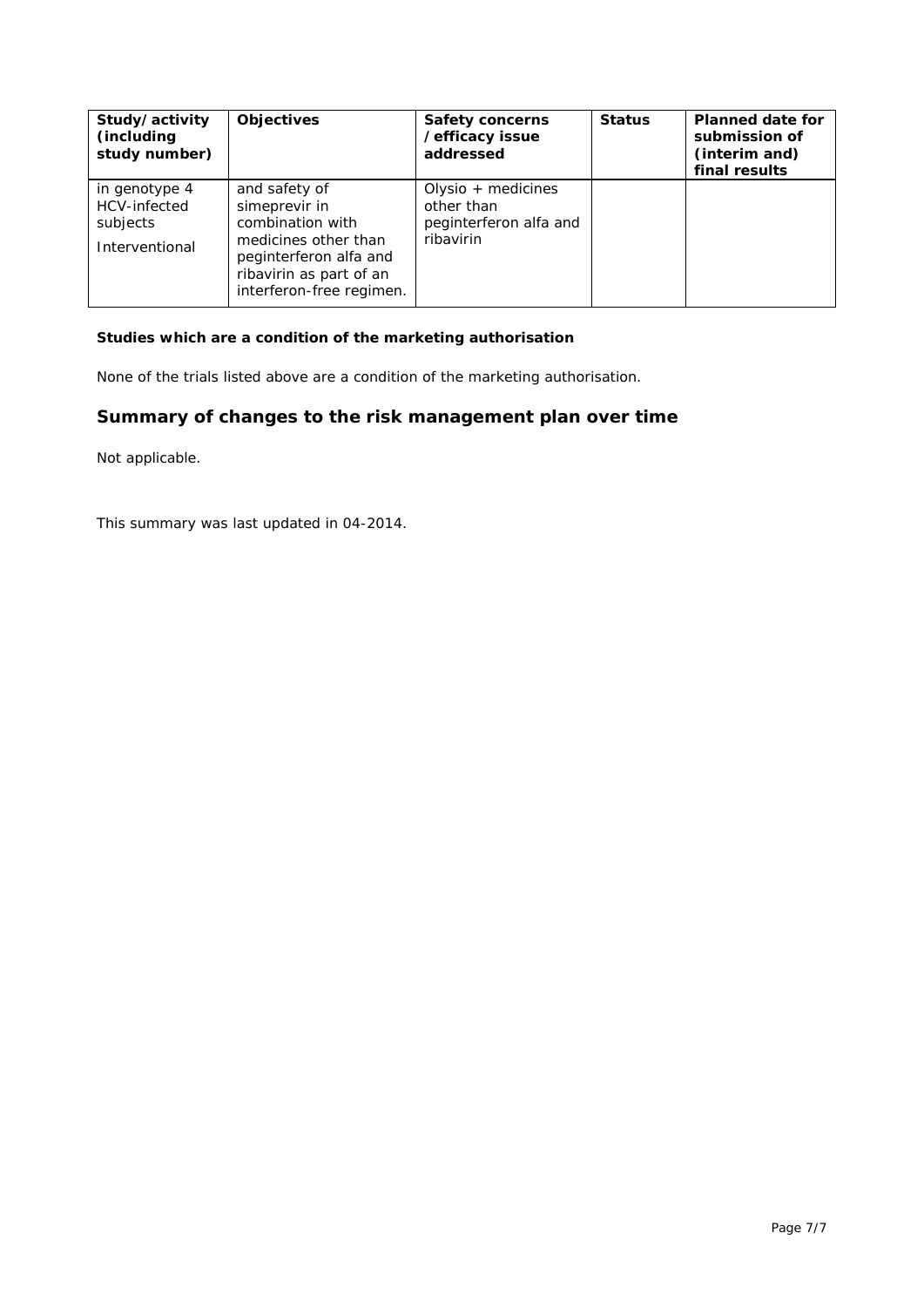| Study/activity (including study number) | Objectives | Safety concerns /efficacy issue addressed | Status | Planned date for submission of (interim and) final results |
|---|---|---|---|---|
| in genotype 4 HCV-infected subjects<br><br>Interventional | and safety of simeprevir in combination with medicines other than peginterferon alfa and ribavirin as part of an interferon-free regimen. | Olysio + medicines other than peginterferon alfa and ribavirin | | |

**Studies which are a condition of the marketing authorisation**

None of the trials listed above are a condition of the marketing authorisation.

## Summary of changes to the risk management plan over time

Not applicable.

This summary was last updated in 04-2014.